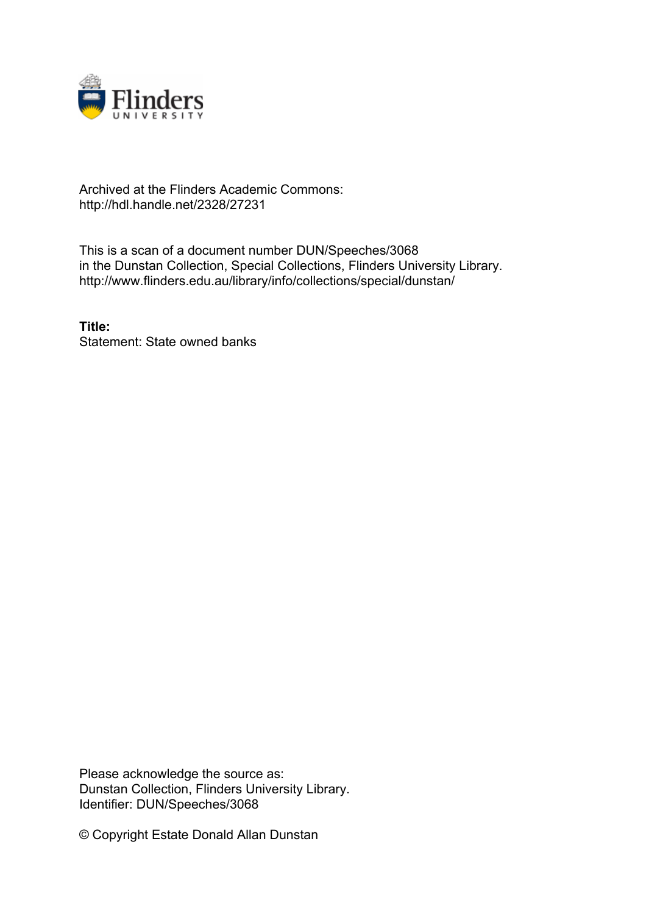Archived at the Flinders Academic Commons:
http://hdl.handle.net/2328/27231

This is a scan of a document number DUN/Speeches/3068
in the Dunstan Collection, Special Collections, Flinders University Library.
http://www.flinders.edu.au/library/info/collections/special/dunstan/

**Title:**
Statement: State owned banks

Please acknowledge the source as:
Dunstan Collection, Flinders University Library.
Identifier: DUN/Speeches/3068

© Copyright Estate Donald Allan Dunstan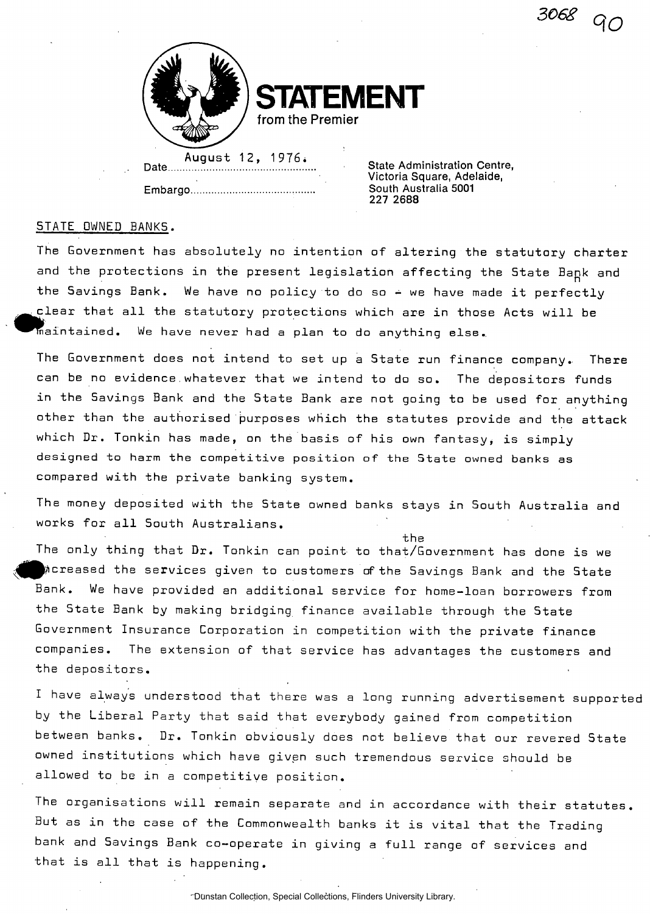3068 90

**STATEMENT**
from the Premier

Date August 12, 1976.

Embargo

State Administration Centre,
Victoria Square, Adelaide,
South Australia 5001
227 2688

STATE OWNED BANKS.

The Government has absolutely no intention of altering the statutory charter and the protections in the present legislation affecting the State Bank and the Savings Bank. We have no policy to do so - we have made it perfectly clear that all the statutory protections which are in those Acts will be maintained. We have never had a plan to do anything else.

The Government does not intend to set up a State run finance company. There can be no evidence whatever that we intend to do so. The depositors funds in the Savings Bank and the State Bank are not going to be used for anything other than the authorised purposes which the statutes provide and the attack which Dr. Tonkin has made, on the basis of his own fantasy, is simply designed to harm the competitive position of the State owned banks as compared with the private banking system.

The money deposited with the State owned banks stays in South Australia and works for all South Australians.

The only thing that Dr. Tonkin can point to that the Government has done is we increased the services given to customers of the Savings Bank and the State Bank. We have provided an additional service for home-loan borrowers from the State Bank by making bridging finance available through the State Government Insurance Corporation in competition with the private finance companies. The extension of that service has advantages the customers and the depositors.

I have always understood that there was a long running advertisement supported by the Liberal Party that said that everybody gained from competition between banks. Dr. Tonkin obviously does not believe that our revered State owned institutions which have given such tremendous service should be allowed to be in a competitive position.

The organisations will remain separate and in accordance with their statutes. But as in the case of the Commonwealth banks it is vital that the Trading bank and Savings Bank co-operate in giving a full range of services and that is all that is happening.

Dunstan Collection, Special Collections, Flinders University Library.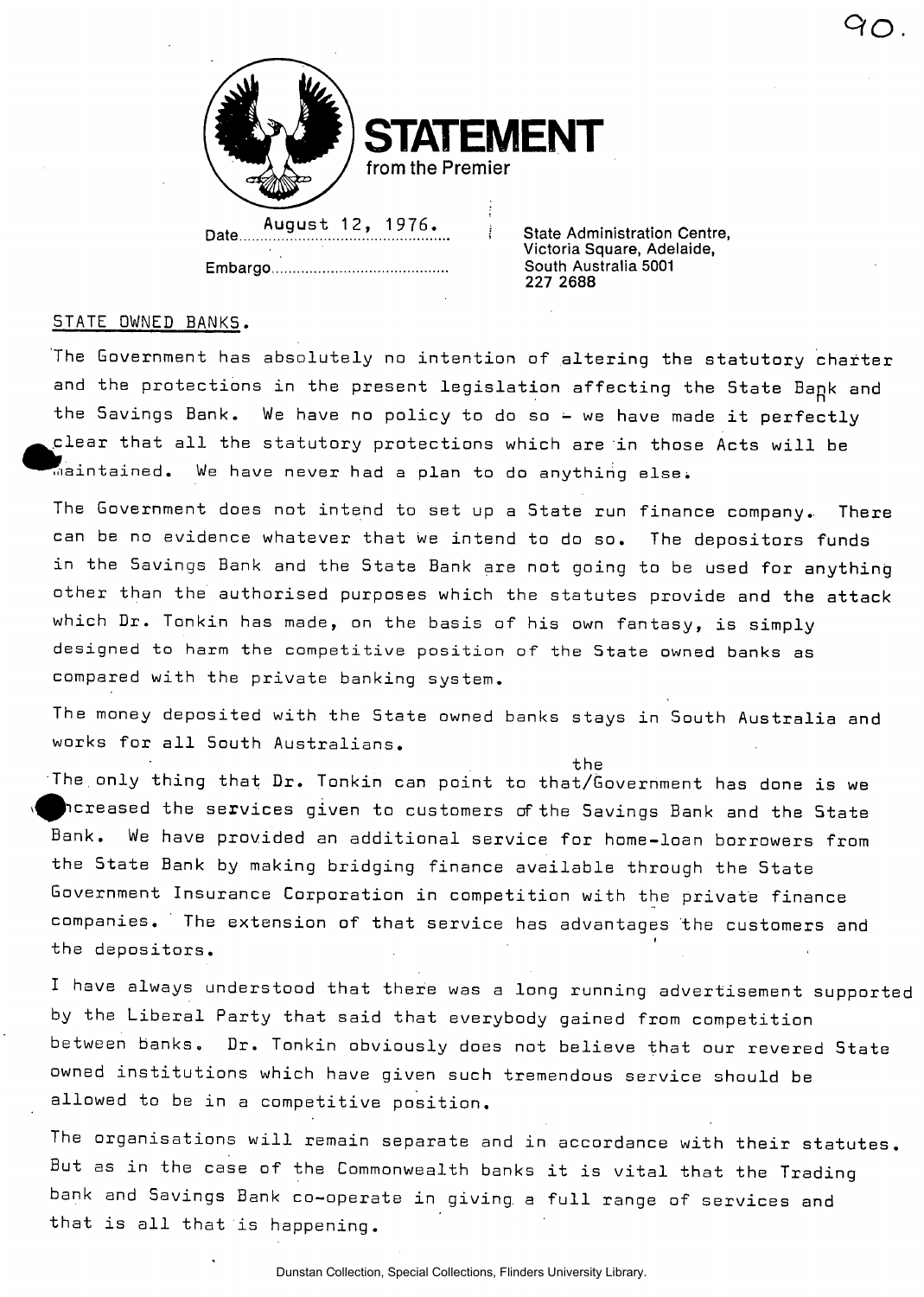# STATEMENT
from the Premier

Date August 12, 1976.

Embargo

State Administration Centre,
Victoria Square, Adelaide,
South Australia 5001
227 2688

## STATE OWNED BANKS.

The Government has absolutely no intention of altering the statutory charter and the protections in the present legislation affecting the State Bank and the Savings Bank. We have no policy to do so - we have made it perfectly clear that all the statutory protections which are in those Acts will be maintained. We have never had a plan to do anything else.

The Government does not intend to set up a State run finance company. There can be no evidence whatever that we intend to do so. The depositors funds in the Savings Bank and the State Bank are not going to be used for anything other than the authorised purposes which the statutes provide and the attack which Dr. Tonkin has made, on the basis of his own fantasy, is simply designed to harm the competitive position of the State owned banks as compared with the private banking system.

The money deposited with the State owned banks stays in South Australia and works for all South Australians.

The only thing that Dr. Tonkin can point to that the Government has done is we increased the services given to customers of the Savings Bank and the State Bank. We have provided an additional service for home-loan borrowers from the State Bank by making bridging finance available through the State Government Insurance Corporation in competition with the private finance companies. The extension of that service has advantages the customers and the depositors.

I have always understood that there was a long running advertisement supported by the Liberal Party that said that everybody gained from competition between banks. Dr. Tonkin obviously does not believe that our revered State owned institutions which have given such tremendous service should be allowed to be in a competitive position.

The organisations will remain separate and in accordance with their statutes. But as in the case of the Commonwealth banks it is vital that the Trading bank and Savings Bank co-operate in giving a full range of services and that is all that is happening.

Dunstan Collection, Special Collections, Flinders University Library.